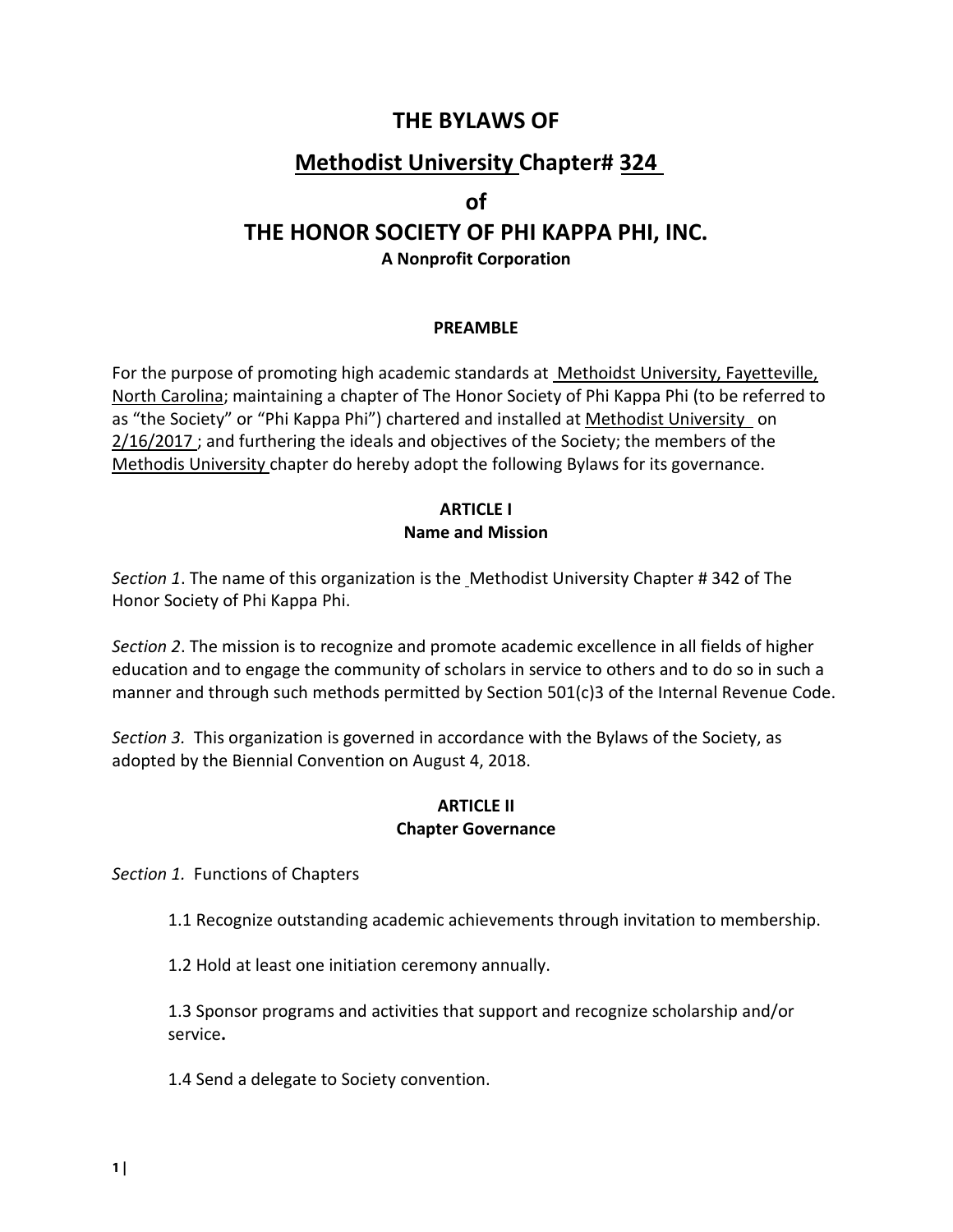# THE BYLAWS OF

## Methodist University Chapter# 324

## of

# THE HONOR SOCIETY OF PHI KAPPA PHI, INC.

**A Nonprofit Corporation**

### PREAMBLE

For the purpose of promoting high academic standards at Methoidst University, Fayetteville, North Carolina; maintaining a chapter of The Honor Society of Phi Kappa Phi (to be referred to as "the Society" or "Phi Kappa Phi") chartered and installed at Methodist University on 2/16/2017 ; and furthering the ideals and objectives of the Society; the members of the Methodis University chapter do hereby adopt the following Bylaws for its governance.

### ARTICLE I
### Name and Mission

*Section 1*. The name of this organization is the Methodist University Chapter # 342 of The Honor Society of Phi Kappa Phi.

*Section 2*. The mission is to recognize and promote academic excellence in all fields of higher education and to engage the community of scholars in service to others and to do so in such a manner and through such methods permitted by Section 501(c)3 of the Internal Revenue Code.

*Section 3.* This organization is governed in accordance with the Bylaws of the Society, as adopted by the Biennial Convention on August 4, 2018.

### ARTICLE II
### Chapter Governance

*Section 1.* Functions of Chapters

1.1 Recognize outstanding academic achievements through invitation to membership.

1.2 Hold at least one initiation ceremony annually.

1.3 Sponsor programs and activities that support and recognize scholarship and/or service**.**

1.4 Send a delegate to Society convention.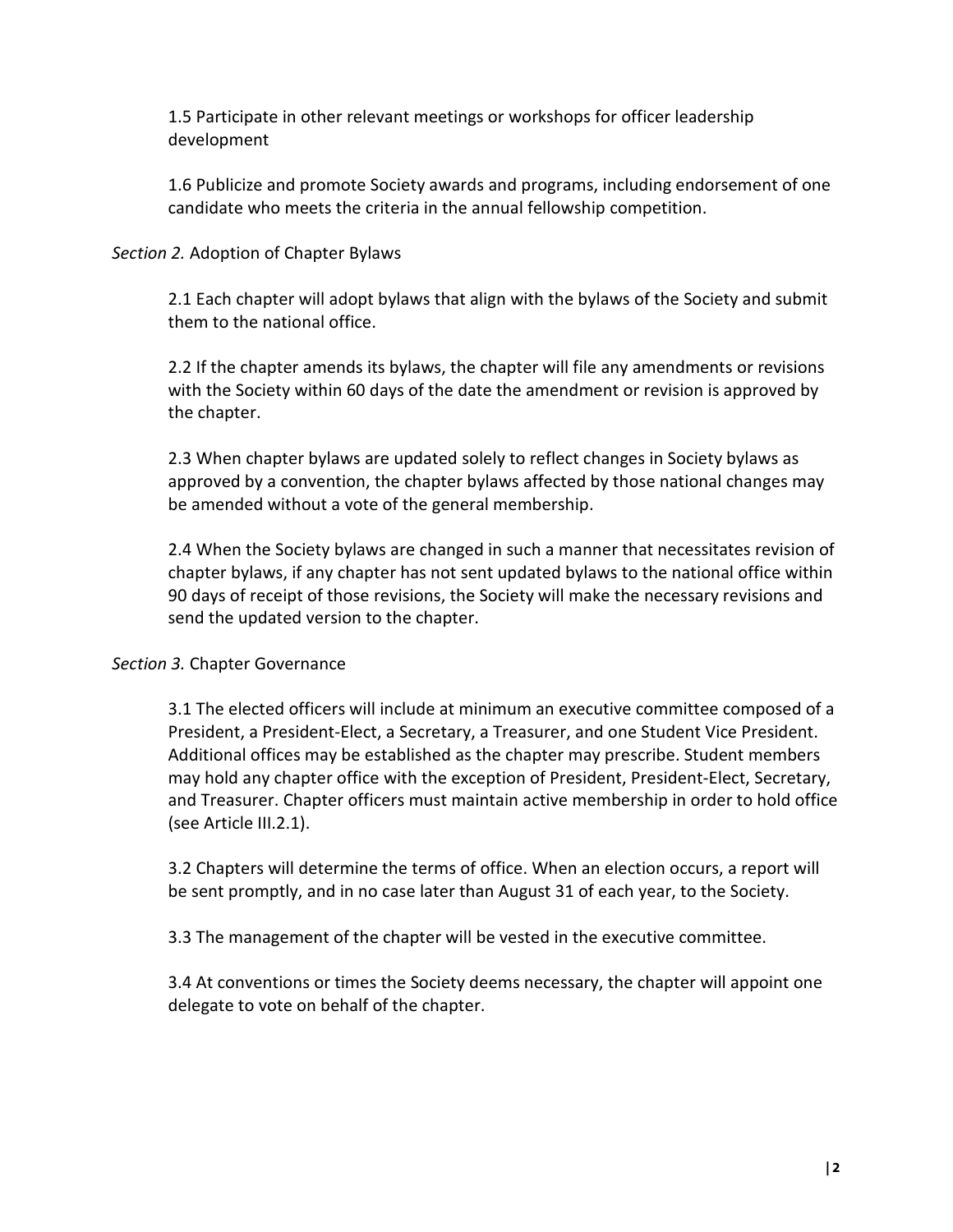1.5 Participate in other relevant meetings or workshops for officer leadership development

1.6 Publicize and promote Society awards and programs, including endorsement of one candidate who meets the criteria in the annual fellowship competition.

*Section 2.* Adoption of Chapter Bylaws

2.1 Each chapter will adopt bylaws that align with the bylaws of the Society and submit them to the national office.

2.2 If the chapter amends its bylaws, the chapter will file any amendments or revisions with the Society within 60 days of the date the amendment or revision is approved by the chapter.

2.3 When chapter bylaws are updated solely to reflect changes in Society bylaws as approved by a convention, the chapter bylaws affected by those national changes may be amended without a vote of the general membership.

2.4 When the Society bylaws are changed in such a manner that necessitates revision of chapter bylaws, if any chapter has not sent updated bylaws to the national office within 90 days of receipt of those revisions, the Society will make the necessary revisions and send the updated version to the chapter.

*Section 3.* Chapter Governance

3.1 The elected officers will include at minimum an executive committee composed of a President, a President-Elect, a Secretary, a Treasurer, and one Student Vice President. Additional offices may be established as the chapter may prescribe. Student members may hold any chapter office with the exception of President, President-Elect, Secretary, and Treasurer. Chapter officers must maintain active membership in order to hold office (see Article III.2.1).

3.2 Chapters will determine the terms of office. When an election occurs, a report will be sent promptly, and in no case later than August 31 of each year, to the Society.

3.3 The management of the chapter will be vested in the executive committee.

3.4 At conventions or times the Society deems necessary, the chapter will appoint one delegate to vote on behalf of the chapter.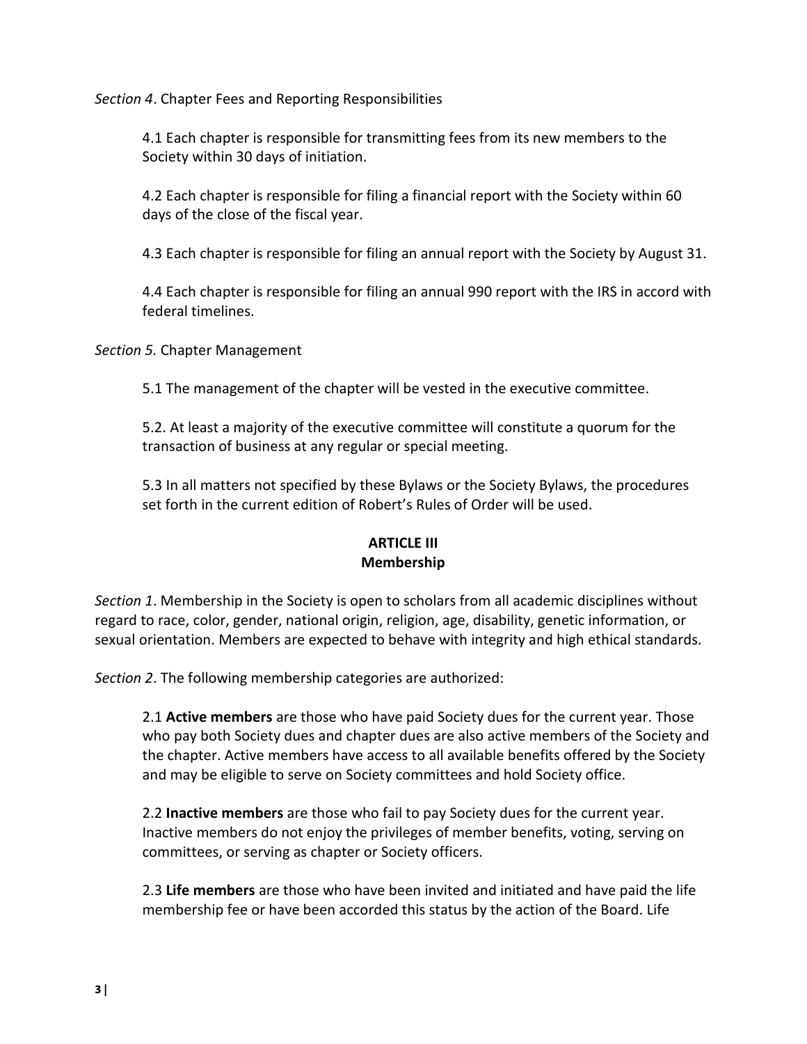*Section 4*. Chapter Fees and Reporting Responsibilities

4.1 Each chapter is responsible for transmitting fees from its new members to the Society within 30 days of initiation.

4.2 Each chapter is responsible for filing a financial report with the Society within 60 days of the close of the fiscal year.

4.3 Each chapter is responsible for filing an annual report with the Society by August 31.

4.4 Each chapter is responsible for filing an annual 990 report with the IRS in accord with federal timelines.

*Section 5.* Chapter Management

5.1 The management of the chapter will be vested in the executive committee.

5.2. At least a majority of the executive committee will constitute a quorum for the transaction of business at any regular or special meeting.

5.3 In all matters not specified by these Bylaws or the Society Bylaws, the procedures set forth in the current edition of Robert's Rules of Order will be used.

## ARTICLE III
## Membership

*Section 1*. Membership in the Society is open to scholars from all academic disciplines without regard to race, color, gender, national origin, religion, age, disability, genetic information, or sexual orientation. Members are expected to behave with integrity and high ethical standards.

*Section 2*. The following membership categories are authorized:

2.1 **Active members** are those who have paid Society dues for the current year. Those who pay both Society dues and chapter dues are also active members of the Society and the chapter. Active members have access to all available benefits offered by the Society and may be eligible to serve on Society committees and hold Society office.

2.2 **Inactive members** are those who fail to pay Society dues for the current year. Inactive members do not enjoy the privileges of member benefits, voting, serving on committees, or serving as chapter or Society officers.

2.3 **Life members** are those who have been invited and initiated and have paid the life membership fee or have been accorded this status by the action of the Board. Life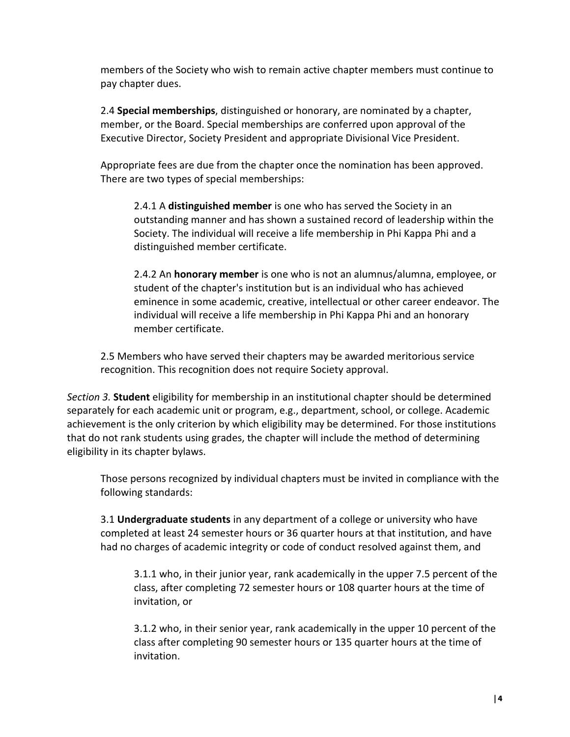members of the Society who wish to remain active chapter members must continue to pay chapter dues.

2.4 **Special memberships**, distinguished or honorary, are nominated by a chapter, member, or the Board. Special memberships are conferred upon approval of the Executive Director, Society President and appropriate Divisional Vice President.

Appropriate fees are due from the chapter once the nomination has been approved. There are two types of special memberships:

2.4.1 A **distinguished member** is one who has served the Society in an outstanding manner and has shown a sustained record of leadership within the Society. The individual will receive a life membership in Phi Kappa Phi and a distinguished member certificate.

2.4.2 An **honorary member** is one who is not an alumnus/alumna, employee, or student of the chapter's institution but is an individual who has achieved eminence in some academic, creative, intellectual or other career endeavor. The individual will receive a life membership in Phi Kappa Phi and an honorary member certificate.

2.5 Members who have served their chapters may be awarded meritorious service recognition. This recognition does not require Society approval.

*Section 3.* **Student** eligibility for membership in an institutional chapter should be determined separately for each academic unit or program, e.g., department, school, or college. Academic achievement is the only criterion by which eligibility may be determined. For those institutions that do not rank students using grades, the chapter will include the method of determining eligibility in its chapter bylaws.

Those persons recognized by individual chapters must be invited in compliance with the following standards:

3.1 **Undergraduate students** in any department of a college or university who have completed at least 24 semester hours or 36 quarter hours at that institution, and have had no charges of academic integrity or code of conduct resolved against them, and

3.1.1 who, in their junior year, rank academically in the upper 7.5 percent of the class, after completing 72 semester hours or 108 quarter hours at the time of invitation, or

3.1.2 who, in their senior year, rank academically in the upper 10 percent of the class after completing 90 semester hours or 135 quarter hours at the time of invitation.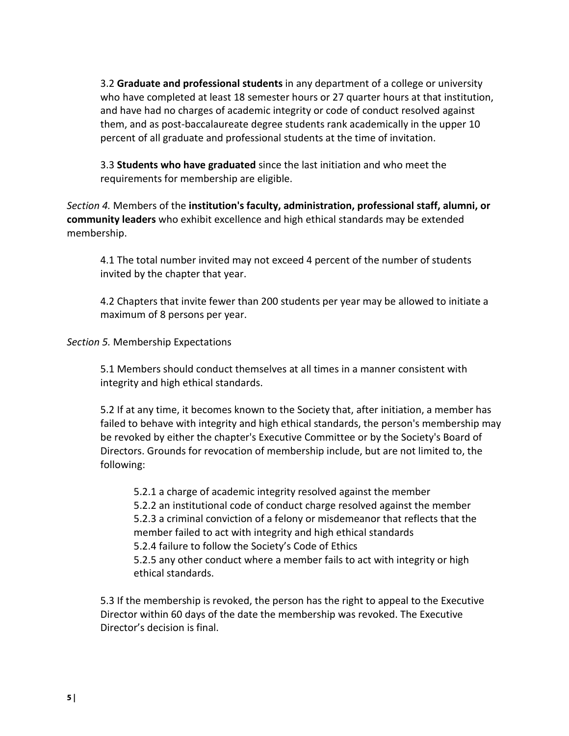3.2 **Graduate and professional students** in any department of a college or university who have completed at least 18 semester hours or 27 quarter hours at that institution, and have had no charges of academic integrity or code of conduct resolved against them, and as post-baccalaureate degree students rank academically in the upper 10 percent of all graduate and professional students at the time of invitation.

3.3 **Students who have graduated** since the last initiation and who meet the requirements for membership are eligible.

*Section 4.* Members of the **institution's faculty, administration, professional staff, alumni, or community leaders** who exhibit excellence and high ethical standards may be extended membership.

4.1 The total number invited may not exceed 4 percent of the number of students invited by the chapter that year.

4.2 Chapters that invite fewer than 200 students per year may be allowed to initiate a maximum of 8 persons per year.

*Section 5.* Membership Expectations

5.1 Members should conduct themselves at all times in a manner consistent with integrity and high ethical standards.

5.2 If at any time, it becomes known to the Society that, after initiation, a member has failed to behave with integrity and high ethical standards, the person's membership may be revoked by either the chapter's Executive Committee or by the Society's Board of Directors. Grounds for revocation of membership include, but are not limited to, the following:

5.2.1 a charge of academic integrity resolved against the member
5.2.2 an institutional code of conduct charge resolved against the member
5.2.3 a criminal conviction of a felony or misdemeanor that reflects that the member failed to act with integrity and high ethical standards
5.2.4 failure to follow the Society's Code of Ethics
5.2.5 any other conduct where a member fails to act with integrity or high ethical standards.

5.3 If the membership is revoked, the person has the right to appeal to the Executive Director within 60 days of the date the membership was revoked. The Executive Director's decision is final.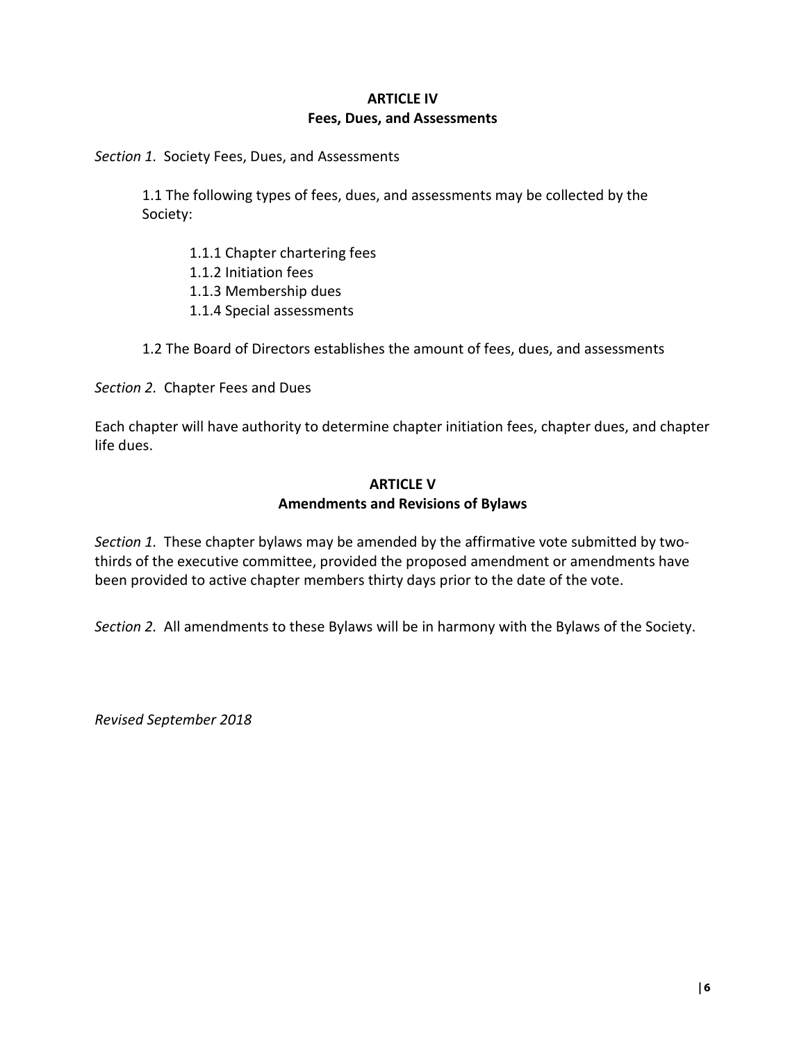## ARTICLE IV
## Fees, Dues, and Assessments

*Section 1.* Society Fees, Dues, and Assessments

1.1 The following types of fees, dues, and assessments may be collected by the Society:

- 1.1.1 Chapter chartering fees
- 1.1.2 Initiation fees
- 1.1.3 Membership dues
- 1.1.4 Special assessments

1.2 The Board of Directors establishes the amount of fees, dues, and assessments

*Section 2.* Chapter Fees and Dues

Each chapter will have authority to determine chapter initiation fees, chapter dues, and chapter life dues.

## ARTICLE V
## Amendments and Revisions of Bylaws

*Section 1.* These chapter bylaws may be amended by the affirmative vote submitted by two-thirds of the executive committee, provided the proposed amendment or amendments have been provided to active chapter members thirty days prior to the date of the vote.

*Section 2.* All amendments to these Bylaws will be in harmony with the Bylaws of the Society.

*Revised September 2018*